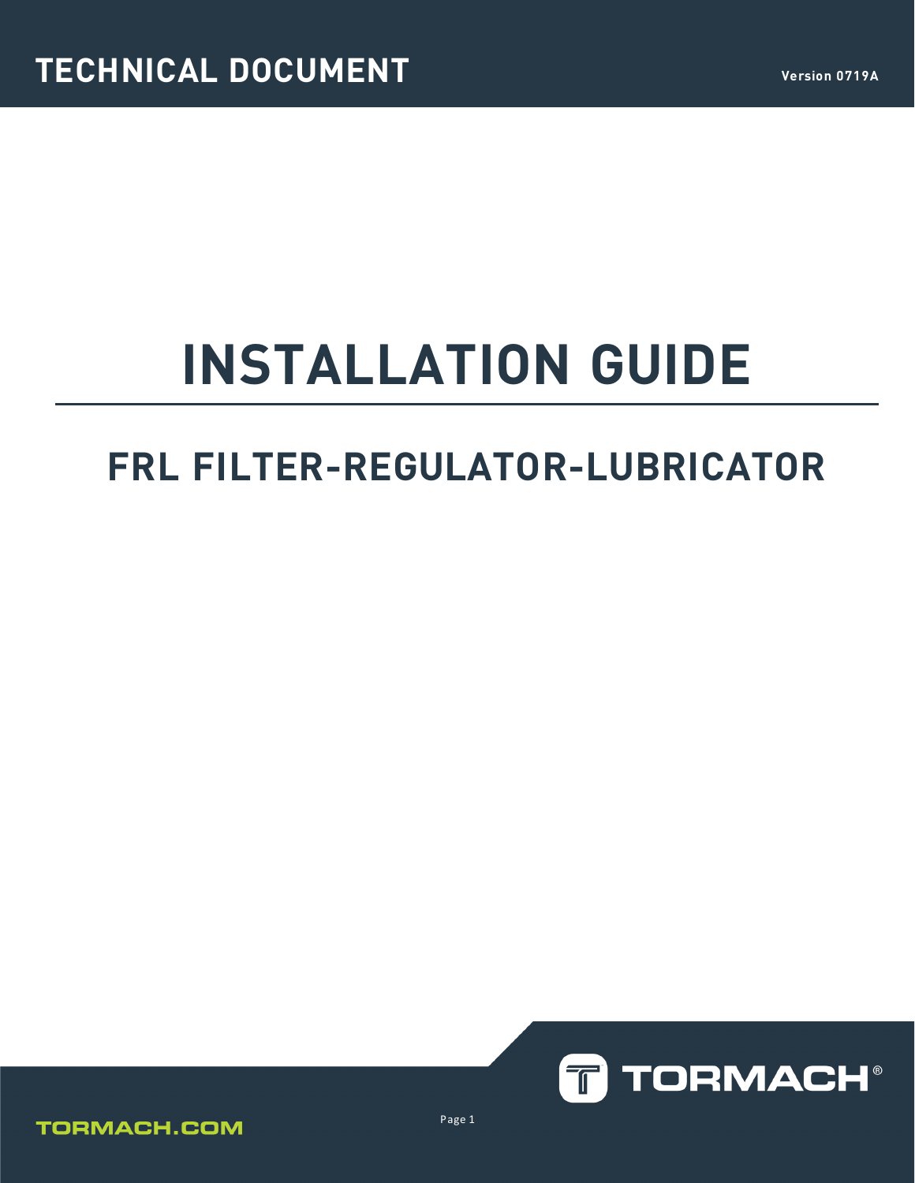TECHNICAL DOCUMENT

Version 0719A

# INSTALLATION GUIDE

## FRL FILTER-REGULATOR-LUBRICATOR

TORMACH®

TORMACH.COM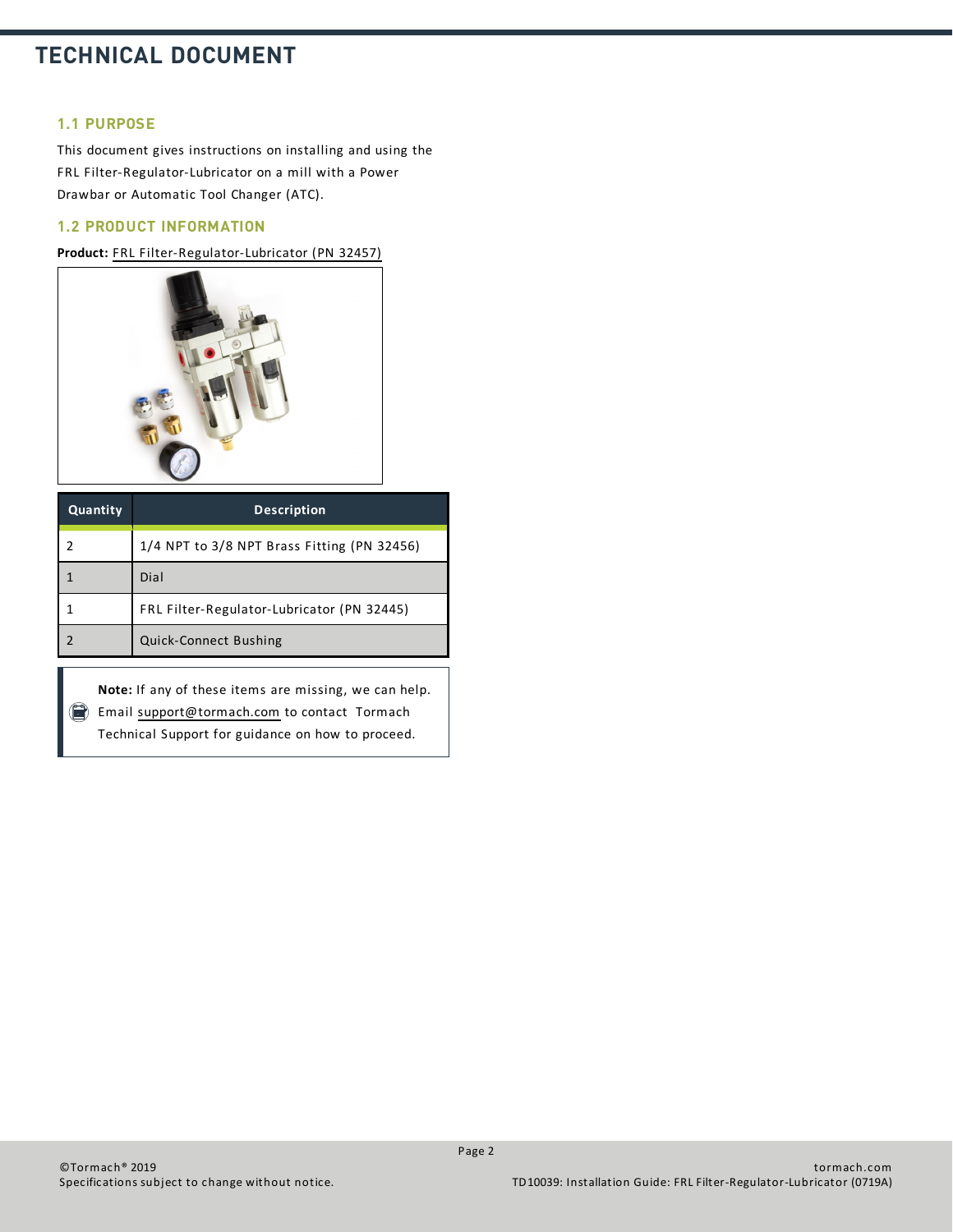# TECHNICAL DOCUMENT

### 1.1 PURPOSE

This document gives instructions on installing and using the FRL Filter-Regulator-Lubricator on a mill with a Power Drawbar or Automatic Tool Changer (ATC).

### 1.2 PRODUCT INFORMATION

**Product:** FRL Filter-Regulator-Lubricator (PN 32457)

| Quantity | Description |
| --- | --- |
| 2 | 1/4 NPT to 3/8 NPT Brass Fitting (PN 32456) |
| 1 | Dial |
| 1 | FRL Filter-Regulator-Lubricator (PN 32445) |
| 2 | Quick-Connect Bushing |

**Note:** If any of these items are missing, we can help. Email support@tormach.com to contact Tormach Technical Support for guidance on how to proceed.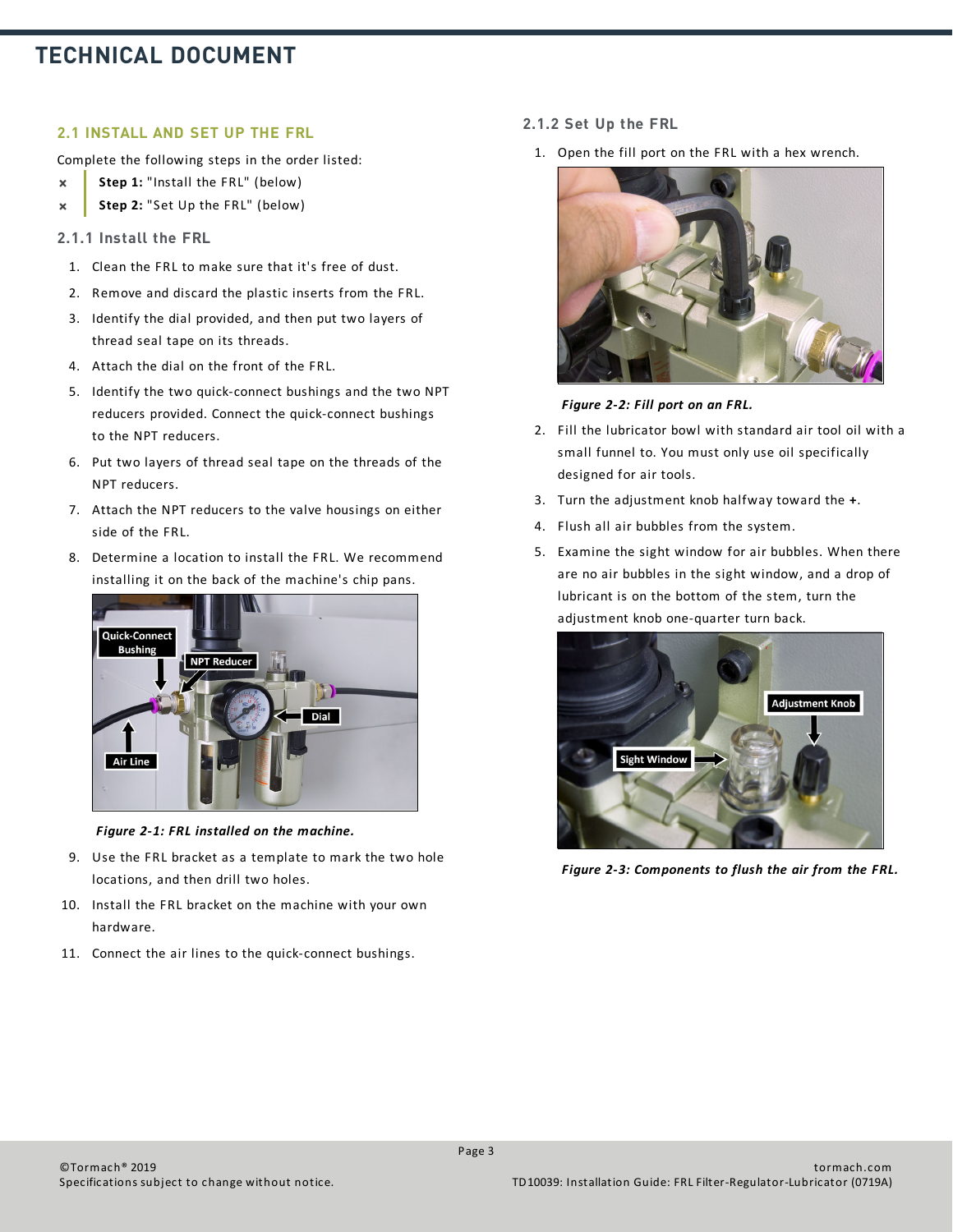## 2.1 INSTALL AND SET UP THE FRL

Complete the following steps in the order listed:

- **Step 1:** "Install the FRL" (below)
- **Step 2:** "Set Up the FRL" (below)

### 2.1.1 Install the FRL

1. Clean the FRL to make sure that it's free of dust.
2. Remove and discard the plastic inserts from the FRL.
3. Identify the dial provided, and then put two layers of thread seal tape on its threads.
4. Attach the dial on the front of the FRL.
5. Identify the two quick-connect bushings and the two NPT reducers provided. Connect the quick-connect bushings to the NPT reducers.
6. Put two layers of thread seal tape on the threads of the NPT reducers.
7. Attach the NPT reducers to the valve housings on either side of the FRL.
8. Determine a location to install the FRL. We recommend installing it on the back of the machine's chip pans.

Quick-Connect Bushing
NPT Reducer
Dial
Air Line

***Figure 2-1: FRL installed on the machine.***

9. Use the FRL bracket as a template to mark the two hole locations, and then drill two holes.
10. Install the FRL bracket on the machine with your own hardware.
11. Connect the air lines to the quick-connect bushings.

### 2.1.2 Set Up the FRL

1. Open the fill port on the FRL with a hex wrench.

***Figure 2-2: Fill port on an FRL.***

2. Fill the lubricator bowl with standard air tool oil with a small funnel to. You must only use oil specifically designed for air tools.
3. Turn the adjustment knob halfway toward the **+**.
4. Flush all air bubbles from the system.
5. Examine the sight window for air bubbles. When there are no air bubbles in the sight window, and a drop of lubricant is on the bottom of the stem, turn the adjustment knob one-quarter turn back.

Adjustment Knob
Sight Window

***Figure 2-3: Components to flush the air from the FRL.***